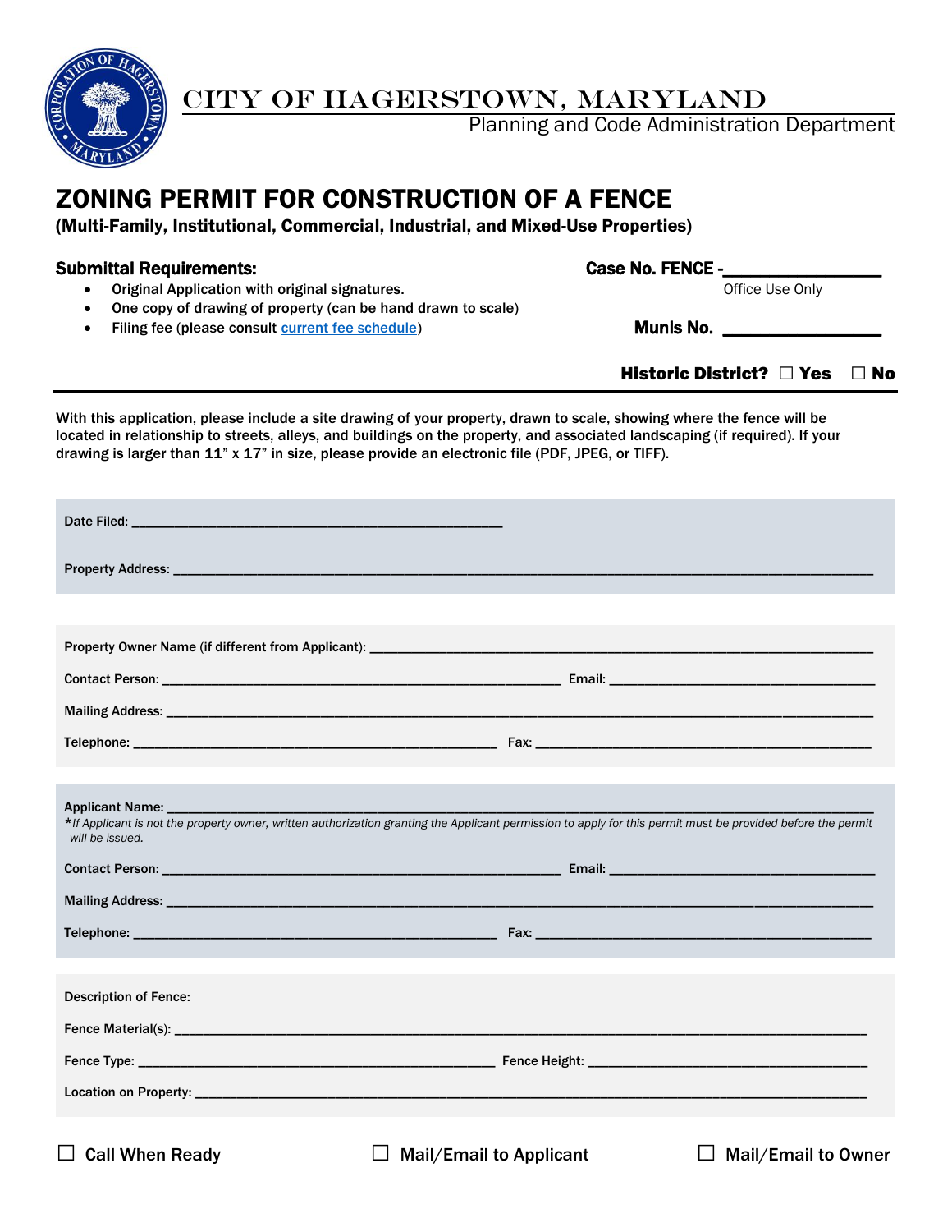# CITY OF HAGERSTOWN, MARYLAND

Planning and Code Administration Department

## ZONING PERMIT FOR CONSTRUCTION OF A FENCE

**(Multi-Family, Institutional, Commercial, Industrial, and Mixed-Use Properties)**

**Submittal Requirements:**

- Original Application with original signatures.
- One copy of drawing of property (can be hand drawn to scale)
- Filing fee (please consult current fee schedule)

**Case No. FENCE -**_______________
Office Use Only

**Munis No.** _______________

**Historic District?** ☐ Yes ☐ No

With this application, please include a site drawing of your property, drawn to scale, showing where the fence will be located in relationship to streets, alleys, and buildings on the property, and associated landscaping (if required). If your drawing is larger than 11" x 17" in size, please provide an electronic file (PDF, JPEG, or TIFF).

Date Filed: _______________

Property Address: _______________

Property Owner Name (if different from Applicant): _______________

Contact Person: _______________ Email: _______________

Mailing Address: _______________

Telephone: _______________ Fax: _______________

Applicant Name: _______________

*\*If Applicant is not the property owner, written authorization granting the Applicant permission to apply for this permit must be provided before the permit will be issued.*

Contact Person: _______________ Email: _______________

Mailing Address: _______________

Telephone: _______________ Fax: _______________

Description of Fence:

Fence Material(s): _______________

Fence Type: _______________ Fence Height: _______________

Location on Property: _______________

☐ Call When Ready ☐ Mail/Email to Applicant ☐ Mail/Email to Owner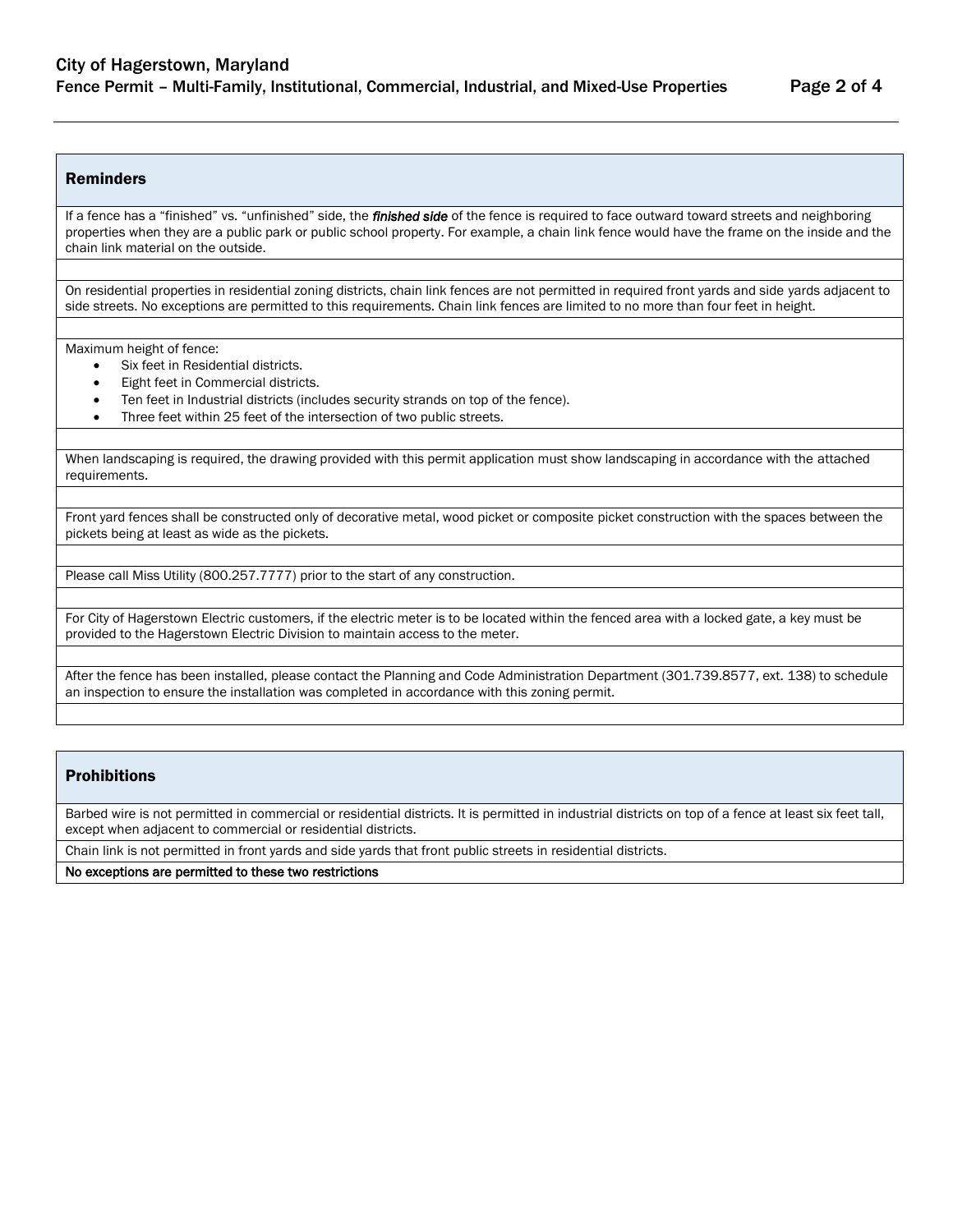## Reminders

If a fence has a “finished” vs. “unfinished” side, the ***finished side*** of the fence is required to face outward toward streets and neighboring properties when they are a public park or public school property. For example, a chain link fence would have the frame on the inside and the chain link material on the outside.

On residential properties in residential zoning districts, chain link fences are not permitted in required front yards and side yards adjacent to side streets. No exceptions are permitted to this requirements. Chain link fences are limited to no more than four feet in height.

Maximum height of fence:

- Six feet in Residential districts.
- Eight feet in Commercial districts.
- Ten feet in Industrial districts (includes security strands on top of the fence).
- Three feet within 25 feet of the intersection of two public streets.

When landscaping is required, the drawing provided with this permit application must show landscaping in accordance with the attached requirements.

Front yard fences shall be constructed only of decorative metal, wood picket or composite picket construction with the spaces between the pickets being at least as wide as the pickets.

Please call Miss Utility (800.257.7777) prior to the start of any construction.

For City of Hagerstown Electric customers, if the electric meter is to be located within the fenced area with a locked gate, a key must be provided to the Hagerstown Electric Division to maintain access to the meter.

After the fence has been installed, please contact the Planning and Code Administration Department (301.739.8577, ext. 138) to schedule an inspection to ensure the installation was completed in accordance with this zoning permit.

## Prohibitions

Barbed wire is not permitted in commercial or residential districts. It is permitted in industrial districts on top of a fence at least six feet tall, except when adjacent to commercial or residential districts.

Chain link is not permitted in front yards and side yards that front public streets in residential districts.

**No exceptions are permitted to these two restrictions**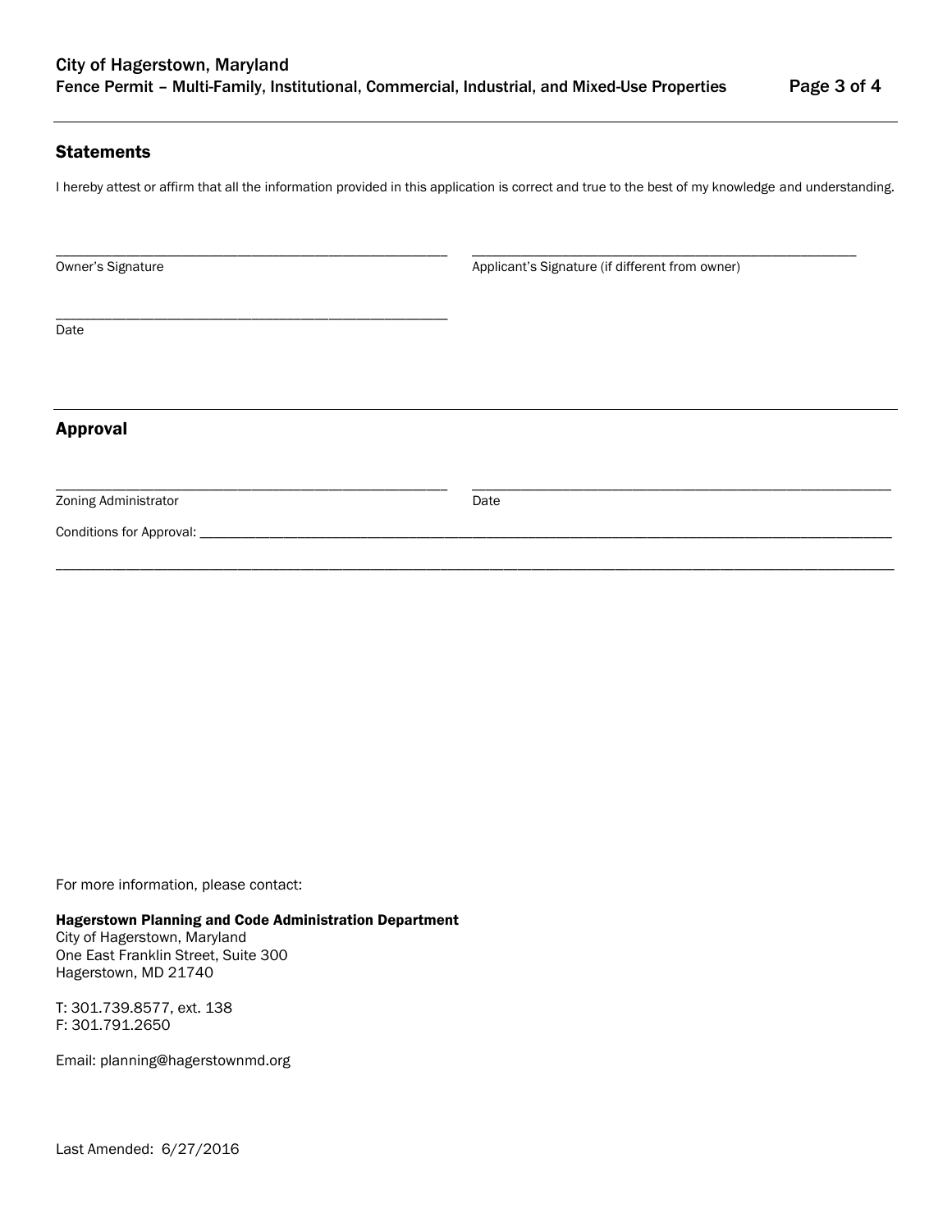## Statements

I hereby attest or affirm that all the information provided in this application is correct and true to the best of my knowledge and understanding.

\_\_\_\_\_\_\_\_\_\_\_\_\_\_\_\_\_\_\_\_\_\_\_\_\_\_\_\_\_\_\_\_\_\_\_\_\_\_\_\_
Owner's Signature

\_\_\_\_\_\_\_\_\_\_\_\_\_\_\_\_\_\_\_\_\_\_\_\_\_\_\_\_\_\_\_\_\_\_\_\_\_\_\_\_
Applicant's Signature (if different from owner)

\_\_\_\_\_\_\_\_\_\_\_\_\_\_\_\_\_\_\_\_\_\_\_\_\_\_\_\_\_\_\_\_\_\_\_\_\_\_\_\_
Date

## Approval

\_\_\_\_\_\_\_\_\_\_\_\_\_\_\_\_\_\_\_\_\_\_\_\_\_\_\_\_\_\_\_\_\_\_\_\_\_\_\_\_
Zoning Administrator

\_\_\_\_\_\_\_\_\_\_\_\_\_\_\_\_\_\_\_\_\_\_\_\_\_\_\_\_\_\_\_\_\_\_\_\_\_\_\_\_
Date

Conditions for Approval: \_\_\_\_\_\_\_\_\_\_\_\_\_\_\_\_\_\_\_\_\_\_\_\_\_\_\_\_\_\_\_\_\_\_\_\_\_\_\_\_\_\_\_\_\_\_\_\_\_\_\_\_\_\_\_\_\_\_\_\_\_\_\_\_\_\_\_\_\_\_\_\_\_\_\_\_

\_\_\_\_\_\_\_\_\_\_\_\_\_\_\_\_\_\_\_\_\_\_\_\_\_\_\_\_\_\_\_\_\_\_\_\_\_\_\_\_\_\_\_\_\_\_\_\_\_\_\_\_\_\_\_\_\_\_\_\_\_\_\_\_\_\_\_\_\_\_\_\_\_\_\_\_\_\_\_\_\_\_\_\_\_\_\_\_\_\_\_\_\_\_

For more information, please contact:

**Hagerstown Planning and Code Administration Department**
City of Hagerstown, Maryland
One East Franklin Street, Suite 300
Hagerstown, MD 21740

T: 301.739.8577, ext. 138
F: 301.791.2650

Email: planning@hagerstownmd.org

Last Amended: 6/27/2016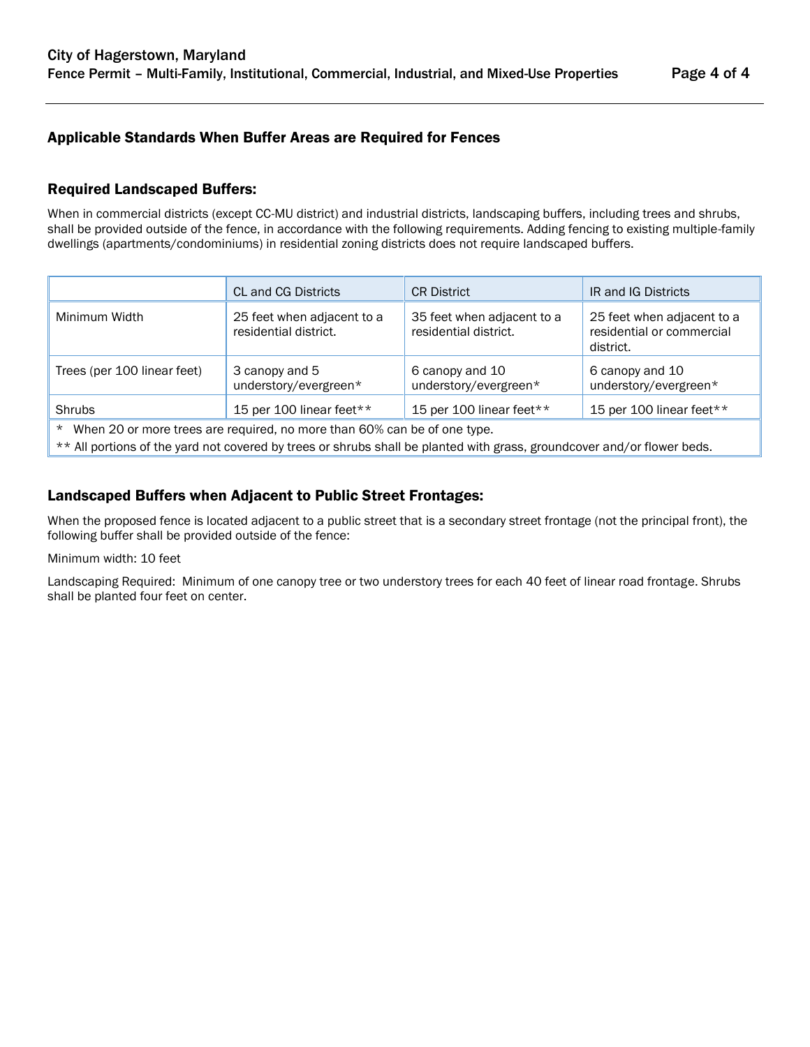## Applicable Standards When Buffer Areas are Required for Fences

### Required Landscaped Buffers:

When in commercial districts (except CC-MU district) and industrial districts, landscaping buffers, including trees and shrubs, shall be provided outside of the fence, in accordance with the following requirements. Adding fencing to existing multiple-family dwellings (apartments/condominiums) in residential zoning districts does not require landscaped buffers.

| | CL and CG Districts | CR District | IR and IG Districts |
|---|---|---|---|
| Minimum Width | 25 feet when adjacent to a residential district. | 35 feet when adjacent to a residential district. | 25 feet when adjacent to a residential or commercial district. |
| Trees (per 100 linear feet) | 3 canopy and 5 understory/evergreen* | 6 canopy and 10 understory/evergreen* | 6 canopy and 10 understory/evergreen* |
| Shrubs | 15 per 100 linear feet** | 15 per 100 linear feet** | 15 per 100 linear feet** |

\* When 20 or more trees are required, no more than 60% can be of one type.

** All portions of the yard not covered by trees or shrubs shall be planted with grass, groundcover and/or flower beds.

### Landscaped Buffers when Adjacent to Public Street Frontages:

When the proposed fence is located adjacent to a public street that is a secondary street frontage (not the principal front), the following buffer shall be provided outside of the fence:

Minimum width: 10 feet

Landscaping Required: Minimum of one canopy tree or two understory trees for each 40 feet of linear road frontage. Shrubs shall be planted four feet on center.